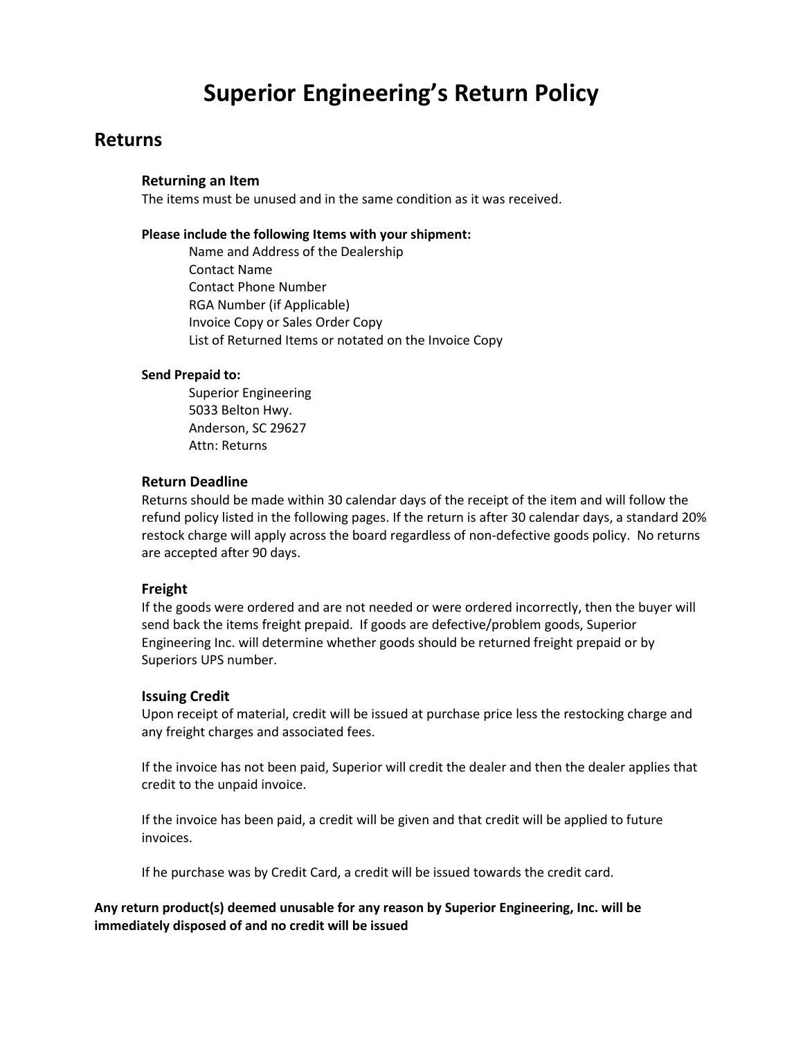# Superior Engineering's Return Policy

## Returns

### Returning an Item

The items must be unused and in the same condition as it was received.

**Please include the following Items with your shipment:**

Name and Address of the Dealership
Contact Name
Contact Phone Number
RGA Number (if Applicable)
Invoice Copy or Sales Order Copy
List of Returned Items or notated on the Invoice Copy

**Send Prepaid to:**

Superior Engineering
5033 Belton Hwy.
Anderson, SC 29627
Attn: Returns

### Return Deadline

Returns should be made within 30 calendar days of the receipt of the item and will follow the refund policy listed in the following pages. If the return is after 30 calendar days, a standard 20% restock charge will apply across the board regardless of non-defective goods policy. No returns are accepted after 90 days.

### Freight

If the goods were ordered and are not needed or were ordered incorrectly, then the buyer will send back the items freight prepaid. If goods are defective/problem goods, Superior Engineering Inc. will determine whether goods should be returned freight prepaid or by Superiors UPS number.

### Issuing Credit

Upon receipt of material, credit will be issued at purchase price less the restocking charge and any freight charges and associated fees.

If the invoice has not been paid, Superior will credit the dealer and then the dealer applies that credit to the unpaid invoice.

If the invoice has been paid, a credit will be given and that credit will be applied to future invoices.

If he purchase was by Credit Card, a credit will be issued towards the credit card.

**Any return product(s) deemed unusable for any reason by Superior Engineering, Inc. will be immediately disposed of and no credit will be issued**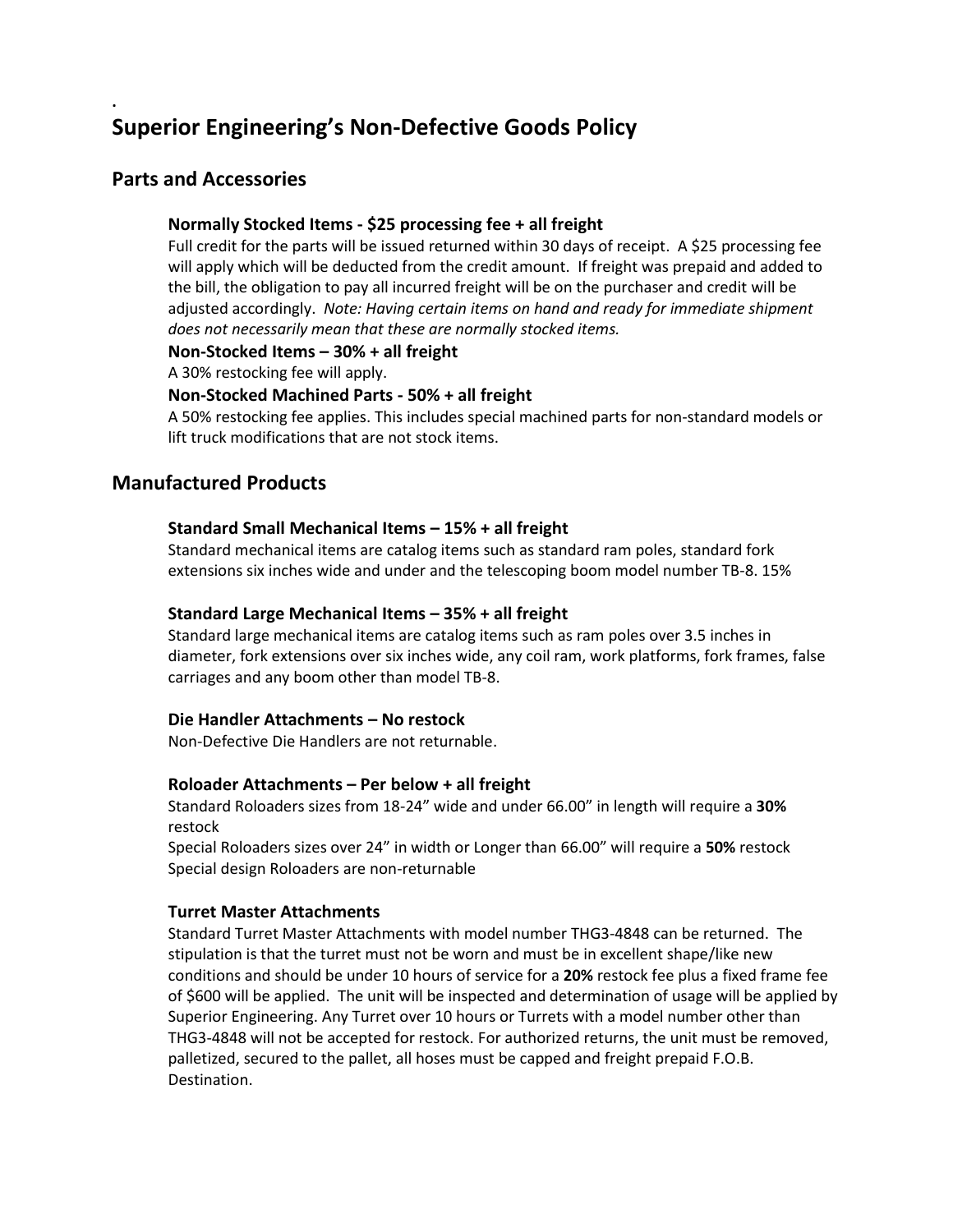.

# Superior Engineering's Non-Defective Goods Policy

## Parts and Accessories

### Normally Stocked Items - $25 processing fee + all freight

Full credit for the parts will be issued returned within 30 days of receipt. A $25 processing fee will apply which will be deducted from the credit amount. If freight was prepaid and added to the bill, the obligation to pay all incurred freight will be on the purchaser and credit will be adjusted accordingly. *Note: Having certain items on hand and ready for immediate shipment does not necessarily mean that these are normally stocked items.*

### Non-Stocked Items – 30% + all freight

A 30% restocking fee will apply.

### Non-Stocked Machined Parts - 50% + all freight

A 50% restocking fee applies. This includes special machined parts for non-standard models or lift truck modifications that are not stock items.

## Manufactured Products

### Standard Small Mechanical Items – 15% + all freight

Standard mechanical items are catalog items such as standard ram poles, standard fork extensions six inches wide and under and the telescoping boom model number TB-8. 15%

### Standard Large Mechanical Items – 35% + all freight

Standard large mechanical items are catalog items such as ram poles over 3.5 inches in diameter, fork extensions over six inches wide, any coil ram, work platforms, fork frames, false carriages and any boom other than model TB-8.

### Die Handler Attachments – No restock

Non-Defective Die Handlers are not returnable.

### Roloader Attachments – Per below + all freight

Standard Roloaders sizes from 18-24" wide and under 66.00" in length will require a **30%** restock

Special Roloaders sizes over 24" in width or Longer than 66.00" will require a **50%** restock

Special design Roloaders are non-returnable

### Turret Master Attachments

Standard Turret Master Attachments with model number THG3-4848 can be returned. The stipulation is that the turret must not be worn and must be in excellent shape/like new conditions and should be under 10 hours of service for a **20%** restock fee plus a fixed frame fee of $600 will be applied. The unit will be inspected and determination of usage will be applied by Superior Engineering. Any Turret over 10 hours or Turrets with a model number other than THG3-4848 will not be accepted for restock. For authorized returns, the unit must be removed, palletized, secured to the pallet, all hoses must be capped and freight prepaid F.O.B. Destination.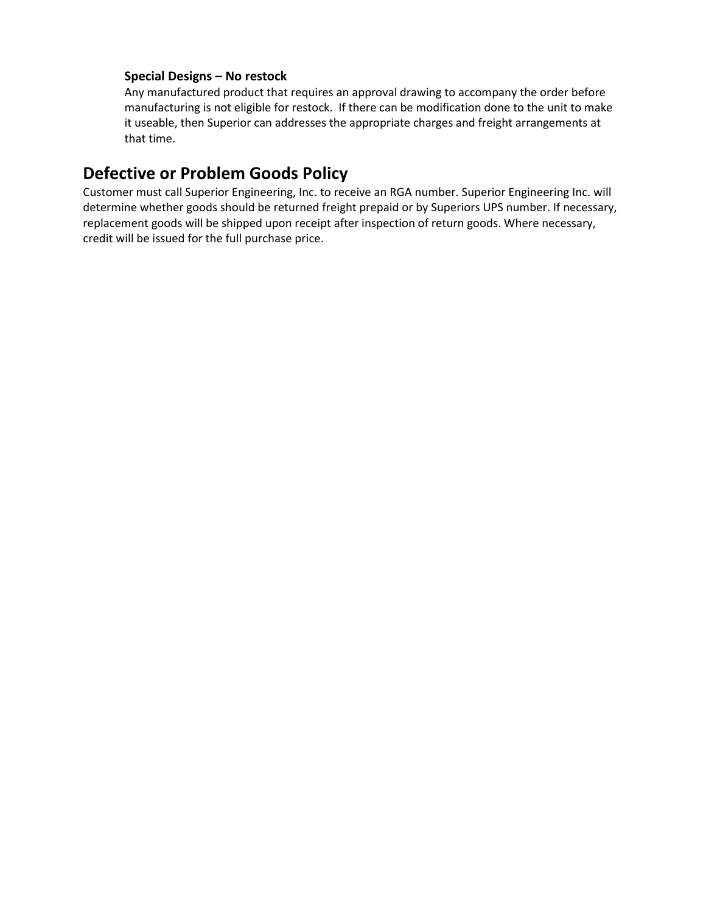**Special Designs – No restock**

Any manufactured product that requires an approval drawing to accompany the order before manufacturing is not eligible for restock. If there can be modification done to the unit to make it useable, then Superior can addresses the appropriate charges and freight arrangements at that time.

## Defective or Problem Goods Policy

Customer must call Superior Engineering, Inc. to receive an RGA number. Superior Engineering Inc. will determine whether goods should be returned freight prepaid or by Superiors UPS number. If necessary, replacement goods will be shipped upon receipt after inspection of return goods. Where necessary, credit will be issued for the full purchase price.